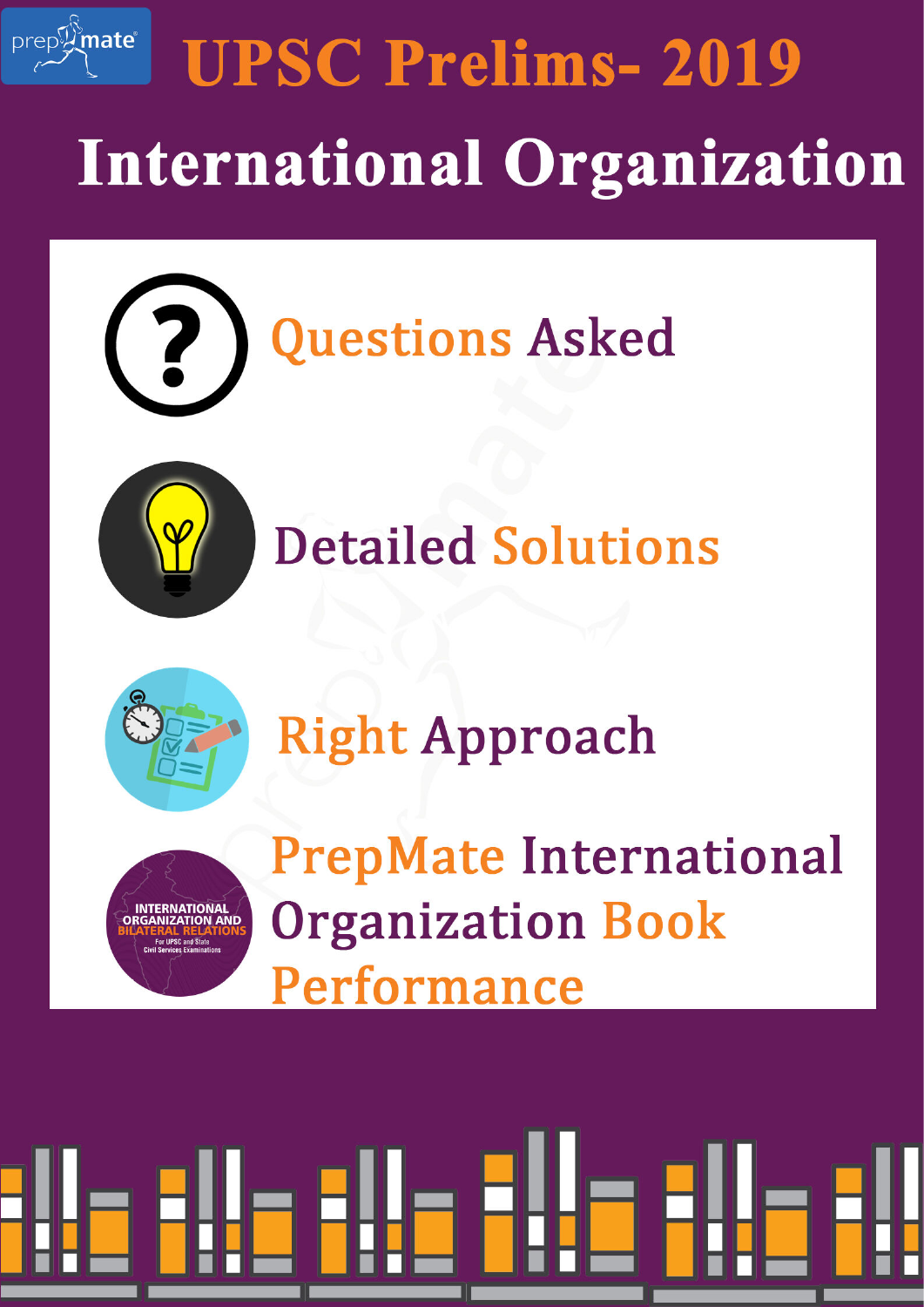# UPSC Prelims- 2019

## International Organization

- Questions Asked
- Detailed Solutions
- Right Approach
- PrepMate International Organization Book Performance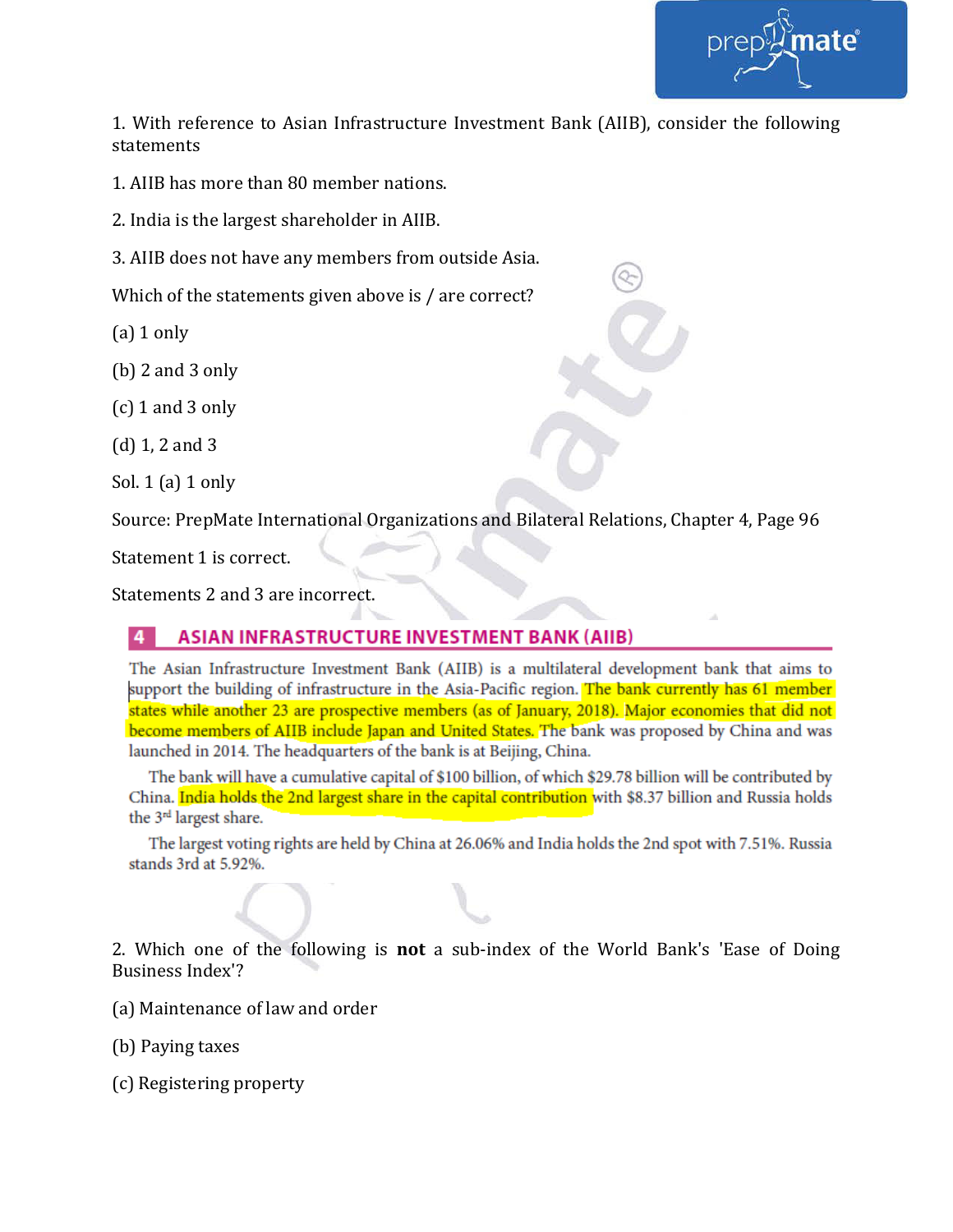1. With reference to Asian Infrastructure Investment Bank (AIIB), consider the following statements

1. AIIB has more than 80 member nations.

2. India is the largest shareholder in AIIB.

3. AIIB does not have any members from outside Asia.

Which of the statements given above is / are correct?

(a) 1 only

(b) 2 and 3 only

(c) 1 and 3 only

(d) 1, 2 and 3

Sol. 1 (a) 1 only

Source: PrepMate International Organizations and Bilateral Relations, Chapter 4, Page 96

Statement 1 is correct.

Statements 2 and 3 are incorrect.

## 4 ASIAN INFRASTRUCTURE INVESTMENT BANK (AIIB)

The Asian Infrastructure Investment Bank (AIIB) is a multilateral development bank that aims to support the building of infrastructure in the Asia-Pacific region. The bank currently has 61 member states while another 23 are prospective members (as of January, 2018). Major economies that did not become members of AIIB include Japan and United States. The bank was proposed by China and was launched in 2014. The headquarters of the bank is at Beijing, China.

The bank will have a cumulative capital of $100 billion, of which $29.78 billion will be contributed by China. India holds the 2nd largest share in the capital contribution with $8.37 billion and Russia holds the 3rd largest share.

The largest voting rights are held by China at 26.06% and India holds the 2nd spot with 7.51%. Russia stands 3rd at 5.92%.

2. Which one of the following is **not** a sub-index of the World Bank's 'Ease of Doing Business Index'?

(a) Maintenance of law and order

(b) Paying taxes

(c) Registering property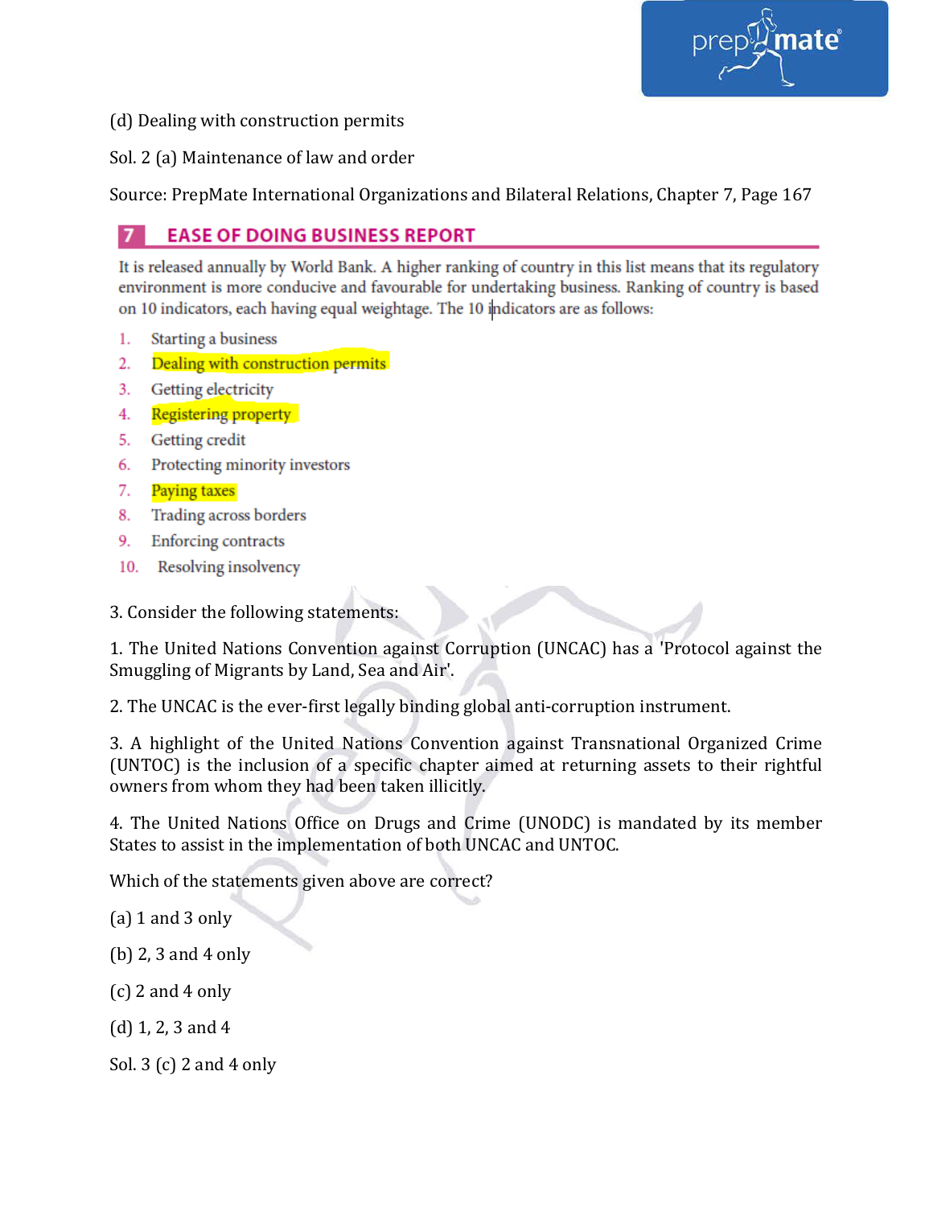(d) Dealing with construction permits

Sol. 2 (a) Maintenance of law and order

Source: PrepMate International Organizations and Bilateral Relations, Chapter 7, Page 167

## 7 EASE OF DOING BUSINESS REPORT

It is released annually by World Bank. A higher ranking of country in this list means that its regulatory environment is more conducive and favourable for undertaking business. Ranking of country is based on 10 indicators, each having equal weightage. The 10 indicators are as follows:

1. Starting a business
2. Dealing with construction permits
3. Getting electricity
4. Registering property
5. Getting credit
6. Protecting minority investors
7. Paying taxes
8. Trading across borders
9. Enforcing contracts
10. Resolving insolvency

3. Consider the following statements:

1. The United Nations Convention against Corruption (UNCAC) has a 'Protocol against the Smuggling of Migrants by Land, Sea and Air'.

2. The UNCAC is the ever-first legally binding global anti-corruption instrument.

3. A highlight of the United Nations Convention against Transnational Organized Crime (UNTOC) is the inclusion of a specific chapter aimed at returning assets to their rightful owners from whom they had been taken illicitly.

4. The United Nations Office on Drugs and Crime (UNODC) is mandated by its member States to assist in the implementation of both UNCAC and UNTOC.

Which of the statements given above are correct?

(a) 1 and 3 only

(b) 2, 3 and 4 only

(c) 2 and 4 only

(d) 1, 2, 3 and 4

Sol. 3 (c) 2 and 4 only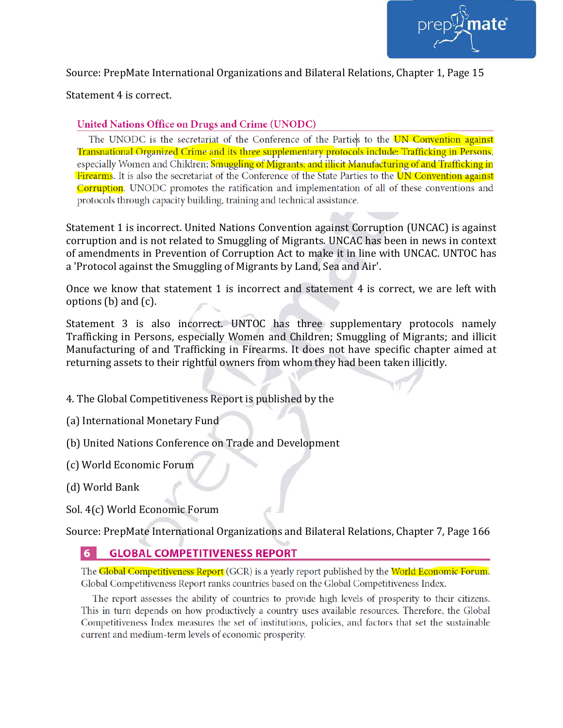Source: PrepMate International Organizations and Bilateral Relations, Chapter 1, Page 15

Statement 4 is correct.

### United Nations Office on Drugs and Crime (UNODC)

The UNODC is the secretariat of the Conference of the Parties to the UN Convention against Transnational Organized Crime and its three supplementary protocols include: Trafficking in Persons, especially Women and Children; Smuggling of Migrants; and illicit Manufacturing of and Trafficking in Firearms. It is also the secretariat of the Conference of the State Parties to the UN Convention against Corruption. UNODC promotes the ratification and implementation of all of these conventions and protocols through capacity building, training and technical assistance.

Statement 1 is incorrect. United Nations Convention against Corruption (UNCAC) is against corruption and is not related to Smuggling of Migrants. UNCAC has been in news in context of amendments in Prevention of Corruption Act to make it in line with UNCAC. UNTOC has a 'Protocol against the Smuggling of Migrants by Land, Sea and Air'.

Once we know that statement 1 is incorrect and statement 4 is correct, we are left with options (b) and (c).

Statement 3 is also incorrect. UNTOC has three supplementary protocols namely Trafficking in Persons, especially Women and Children; Smuggling of Migrants; and illicit Manufacturing of and Trafficking in Firearms. It does not have specific chapter aimed at returning assets to their rightful owners from whom they had been taken illicitly.

4. The Global Competitiveness Report is published by the

(a) International Monetary Fund

(b) United Nations Conference on Trade and Development

(c) World Economic Forum

(d) World Bank

Sol. 4(c) World Economic Forum

Source: PrepMate International Organizations and Bilateral Relations, Chapter 7, Page 166

### 6 GLOBAL COMPETITIVENESS REPORT

The Global Competitiveness Report (GCR) is a yearly report published by the World Economic Forum. Global Competitiveness Report ranks countries based on the Global Competitiveness Index.

The report assesses the ability of countries to provide high levels of prosperity to their citizens. This in turn depends on how productively a country uses available resources. Therefore, the Global Competitiveness Index measures the set of institutions, policies, and factors that set the sustainable current and medium-term levels of economic prosperity.